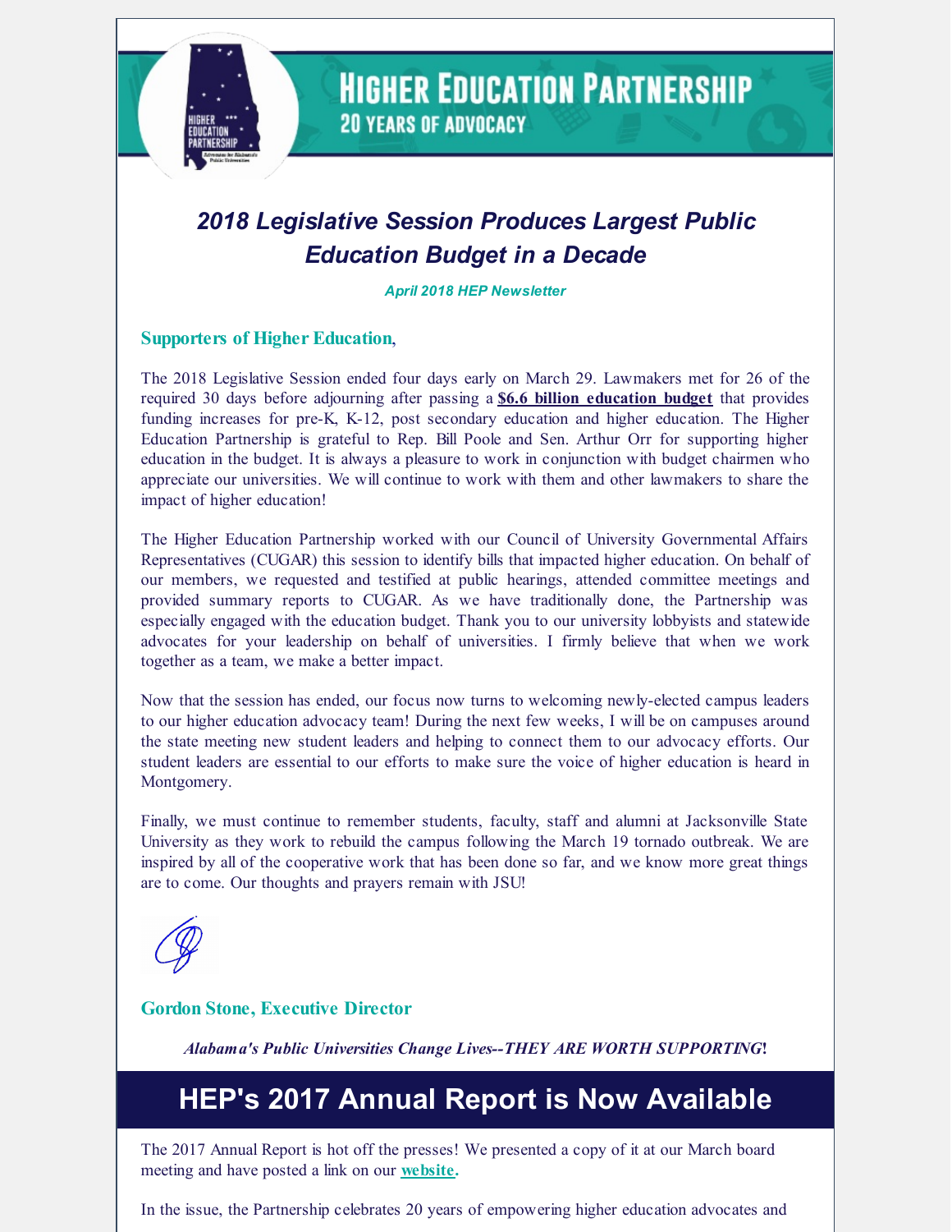# Higher Education Partnership

## 20 Years of Advocacy

## *2018 Legislative Session Produces Largest Public Education Budget in a Decade*

***April 2018 HEP Newsletter***

**Supporters of Higher Education**,

The 2018 Legislative Session ended four days early on March 29. Lawmakers met for 26 of the required 30 days before adjourning after passing a **$6.6 billion education budget** that provides funding increases for pre-K, K-12, post secondary education and higher education. The Higher Education Partnership is grateful to Rep. Bill Poole and Sen. Arthur Orr for supporting higher education in the budget. It is always a pleasure to work in conjunction with budget chairmen who appreciate our universities. We will continue to work with them and other lawmakers to share the impact of higher education!

The Higher Education Partnership worked with our Council of University Governmental Affairs Representatives (CUGAR) this session to identify bills that impacted higher education. On behalf of our members, we requested and testified at public hearings, attended committee meetings and provided summary reports to CUGAR. As we have traditionally done, the Partnership was especially engaged with the education budget. Thank you to our university lobbyists and statewide advocates for your leadership on behalf of universities. I firmly believe that when we work together as a team, we make a better impact.

Now that the session has ended, our focus now turns to welcoming newly-elected campus leaders to our higher education advocacy team! During the next few weeks, I will be on campuses around the state meeting new student leaders and helping to connect them to our advocacy efforts. Our student leaders are essential to our efforts to make sure the voice of higher education is heard in Montgomery.

Finally, we must continue to remember students, faculty, staff and alumni at Jacksonville State University as they work to rebuild the campus following the March 19 tornado outbreak. We are inspired by all of the cooperative work that has been done so far, and we know more great things are to come. Our thoughts and prayers remain with JSU!

**Gordon Stone, Executive Director**

***Alabama's Public Universities Change Lives--THEY ARE WORTH SUPPORTING!***

## HEP's 2017 Annual Report is Now Available

The 2017 Annual Report is hot off the presses! We presented a copy of it at our March board meeting and have posted a link on our **website**.

In the issue, the Partnership celebrates 20 years of empowering higher education advocates and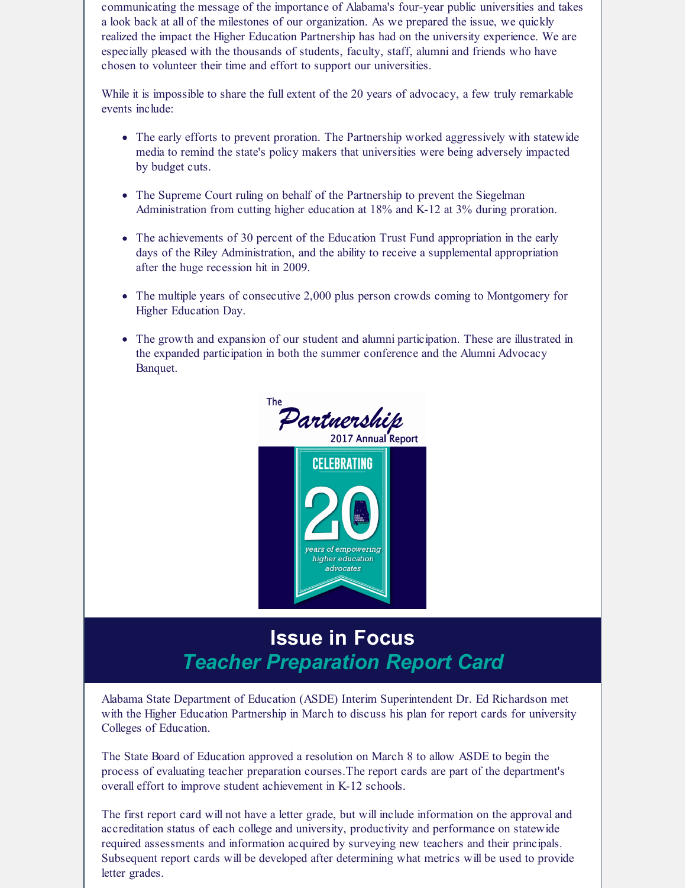communicating the message of the importance of Alabama's four-year public universities and takes a look back at all of the milestones of our organization. As we prepared the issue, we quickly realized the impact the Higher Education Partnership has had on the university experience. We are especially pleased with the thousands of students, faculty, staff, alumni and friends who have chosen to volunteer their time and effort to support our universities.

While it is impossible to share the full extent of the 20 years of advocacy, a few truly remarkable events include:

- The early efforts to prevent proration. The Partnership worked aggressively with statewide media to remind the state's policy makers that universities were being adversely impacted by budget cuts.
- The Supreme Court ruling on behalf of the Partnership to prevent the Siegelman Administration from cutting higher education at 18% and K-12 at 3% during proration.
- The achievements of 30 percent of the Education Trust Fund appropriation in the early days of the Riley Administration, and the ability to receive a supplemental appropriation after the huge recession hit in 2009.
- The multiple years of consecutive 2,000 plus person crowds coming to Montgomery for Higher Education Day.
- The growth and expansion of our student and alumni participation. These are illustrated in the expanded participation in both the summer conference and the Alumni Advocacy Banquet.

The *Partnership* 2017 Annual Report

CELEBRATING 20 *years of empowering higher education advocates*

## Issue in Focus
## *Teacher Preparation Report Card*

Alabama State Department of Education (ASDE) Interim Superintendent Dr. Ed Richardson met with the Higher Education Partnership in March to discuss his plan for report cards for university Colleges of Education.

The State Board of Education approved a resolution on March 8 to allow ASDE to begin the process of evaluating teacher preparation courses.The report cards are part of the department's overall effort to improve student achievement in K-12 schools.

The first report card will not have a letter grade, but will include information on the approval and accreditation status of each college and university, productivity and performance on statewide required assessments and information acquired by surveying new teachers and their principals. Subsequent report cards will be developed after determining what metrics will be used to provide letter grades.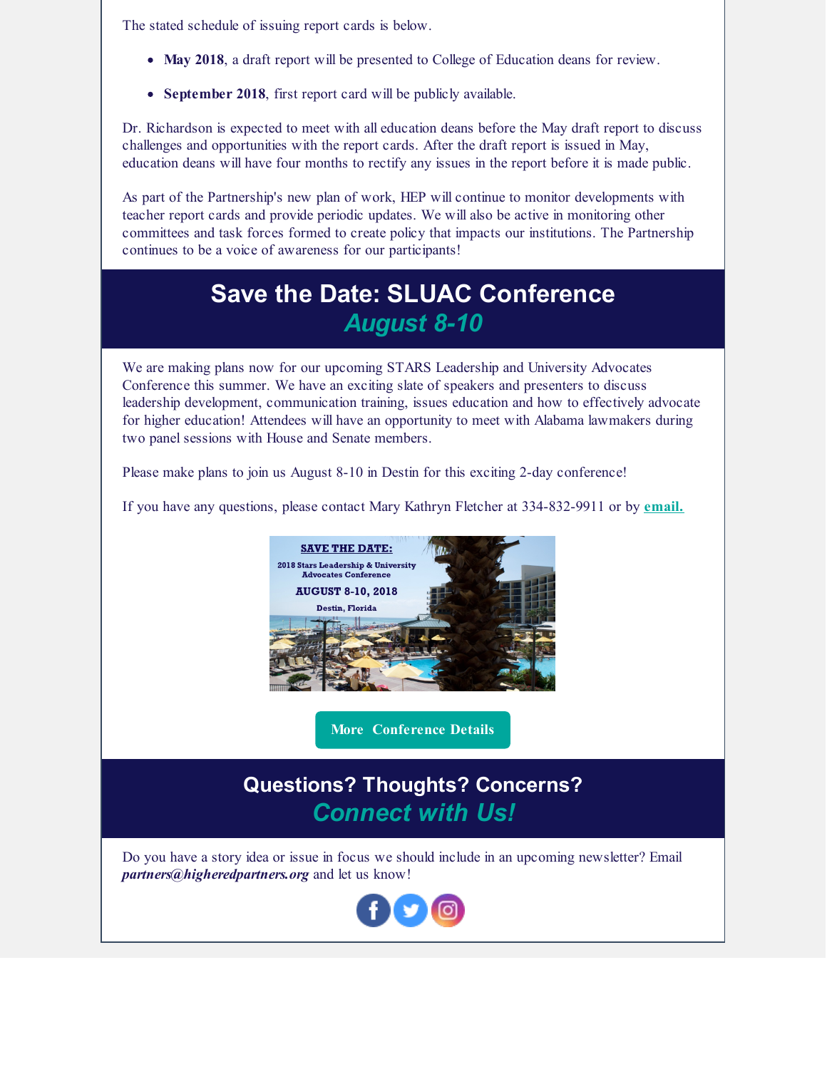The stated schedule of issuing report cards is below.

- **May 2018**, a draft report will be presented to College of Education deans for review.
- **September 2018**, first report card will be publicly available.

Dr. Richardson is expected to meet with all education deans before the May draft report to discuss challenges and opportunities with the report cards. After the draft report is issued in May, education deans will have four months to rectify any issues in the report before it is made public.

As part of the Partnership's new plan of work, HEP will continue to monitor developments with teacher report cards and provide periodic updates. We will also be active in monitoring other committees and task forces formed to create policy that impacts our institutions. The Partnership continues to be a voice of awareness for our participants!

## Save the Date: SLUAC Conference
### *August 8-10*

We are making plans now for our upcoming STARS Leadership and University Advocates Conference this summer. We have an exciting slate of speakers and presenters to discuss leadership development, communication training, issues education and how to effectively advocate for higher education! Attendees will have an opportunity to meet with Alabama lawmakers during two panel sessions with House and Senate members.

Please make plans to join us August 8-10 in Destin for this exciting 2-day conference!

If you have any questions, please contact Mary Kathryn Fletcher at 334-832-9911 or by **email.**

SAVE THE DATE:
2018 Stars Leadership & University Advocates Conference
AUGUST 8-10, 2018
Destin, Florida

**More Conference Details**

## Questions? Thoughts? Concerns?
### *Connect with Us!*

Do you have a story idea or issue in focus we should include in an upcoming newsletter? Email ***partners@higheredpartners.org*** and let us know!